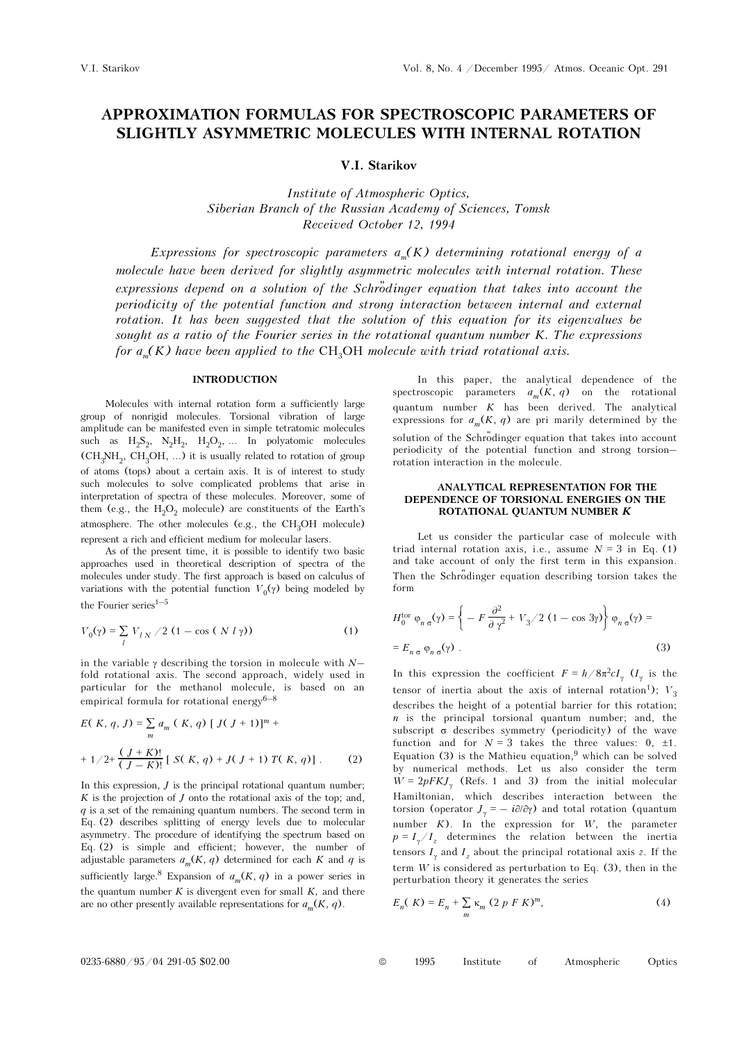# APPROXIMATION FORMULAS FOR SPECTROSCOPIC PARAMETERS OF SLIGHTLY ASYMMETRIC MOLECULES WITH INTERNAL ROTATION

**V.I. Starikov**

*Institute of Atmospheric Optics,*
*Siberian Branch of the Russian Academy of Sciences, Tomsk*
*Received October 12, 1994*

*Expressions for spectroscopic parameters $a_m(K)$ determining rotational energy of a molecule have been derived for slightly asymmetric molecules with internal rotation. These expressions depend on a solution of the Schrödinger equation that takes into account the periodicity of the potential function and strong interaction between internal and external rotation. It has been suggested that the solution of this equation for its eigenvalues be sought as a ratio of the Fourier series in the rotational quantum number K. The expressions for $a_m(K)$ have been applied to the $CH_3OH$ molecule with triad rotational axis.*

## INTRODUCTION

Molecules with internal rotation form a sufficiently large group of nonrigid molecules. Torsional vibration of large amplitude can be manifested even in simple tetratomic molecules such as $H_2S_2$, $N_2H_2$, $H_2O_2$, ... In polyatomic molecules ($CH_3NH_2$, $CH_3OH$, ...) it is usually related to rotation of group of atoms (tops) about a certain axis. It is of interest to study such molecules to solve complicated problems that arise in interpretation of spectra of these molecules. Moreover, some of them (e.g., the $H_2O_2$ molecule) are constituents of the Earth's atmosphere. The other molecules (e.g., the $CH_3OH$ molecule) represent a rich and efficient medium for molecular lasers.

As of the present time, it is possible to identify two basic approaches used in theoretical description of spectra of the molecules under study. The first approach is based on calculus of variations with the potential function $V_0(\gamma)$ being modeled by the Fourier series[1–5]

$$V_0(\gamma) = \sum_l V_{l\,N} / 2\,(1 - \cos(N\,l\,\gamma)) \tag{1}$$

in the variable $\gamma$ describing the torsion in molecule with $N$-fold rotational axis. The second approach, widely used in particular for the methanol molecule, is based on an empirical formula for rotational energy[6–8]

$$E(K, q, J) = \sum_m a_m(K, q)\,[J(J+1)]^m + 1/2 + \frac{(J+K)!}{(J-K)!}\,[S(K, q) + J(J+1)\,T(K, q)]\,. \tag{2}$$

In this expression, $J$ is the principal rotational quantum number; $K$ is the projection of $J$ onto the rotational axis of the top; and, $q$ is a set of the remaining quantum numbers. The second term in Eq. (2) describes splitting of energy levels due to molecular asymmetry. The procedure of identifying the spectrum based on Eq. (2) is simple and efficient; however, the number of adjustable parameters $a_m(K, q)$ determined for each $K$ and $q$ is sufficiently large.[8] Expansion of $a_m(K, q)$ in a power series in the quantum number $K$ is divergent even for small $K$, and there are no other presently available representations for $a_m(K, q)$.

In this paper, the analytical dependence of the spectroscopic parameters $a_m(K, q)$ on the rotational quantum number $K$ has been derived. The analytical expressions for $a_m(K, q)$ are primarily determined by the solution of the Schrödinger equation that takes into account periodicity of the potential function and strong torsion–rotation interaction in the molecule.

## ANALYTICAL REPRESENTATION FOR THE DEPENDENCE OF TORSIONAL ENERGIES ON THE ROTATIONAL QUANTUM NUMBER K

Let us consider the particular case of molecule with triad internal rotation axis, i.e., assume $N = 3$ in Eq. (1) and take account of only the first term in this expansion. Then the Schrödinger equation describing torsion takes the form

$$H_0^{\rm tor}\,\varphi_{n\,\sigma}(\gamma) = \left\{ -F\,\frac{\partial^2}{\partial\,\gamma^2} + V_3/2\,(1 - \cos 3\gamma) \right\} \varphi_{n\,\sigma}(\gamma) = E_{n\,\sigma}\,\varphi_{n\,\sigma}(\gamma)\,. \tag{3}$$

In this expression the coefficient $F = h/8\pi^2 c I_\gamma$ ($I_\gamma$ is the tensor of inertia about the axis of internal rotation[1]); $V_3$ describes the height of a potential barrier for this rotation; $n$ is the principal torsional quantum number; and, the subscript $\sigma$ describes symmetry (periodicity) of the wave function and for $N = 3$ takes the three values: 0, ±1. Equation (3) is the Mathieu equation,[9] which can be solved by numerical methods. Let us also consider the term $W = 2pFKJ_\gamma$ (Refs. 1 and 3) from the initial molecular Hamiltonian, which describes interaction between the torsion (operator $J_\gamma = -i\partial/\partial\gamma$) and total rotation (quantum number $K$). In the expression for $W$, the parameter $p = I_\gamma/I_z$ determines the relation between the inertia tensors $I_\gamma$ and $I_z$ about the principal rotational axis $z$. If the term $W$ is considered as perturbation to Eq. (3), then in the perturbation theory it generates the series

$$E_n(K) = E_n + \sum_m \kappa_m\,(2\,p\,F\,K)^m, \tag{4}$$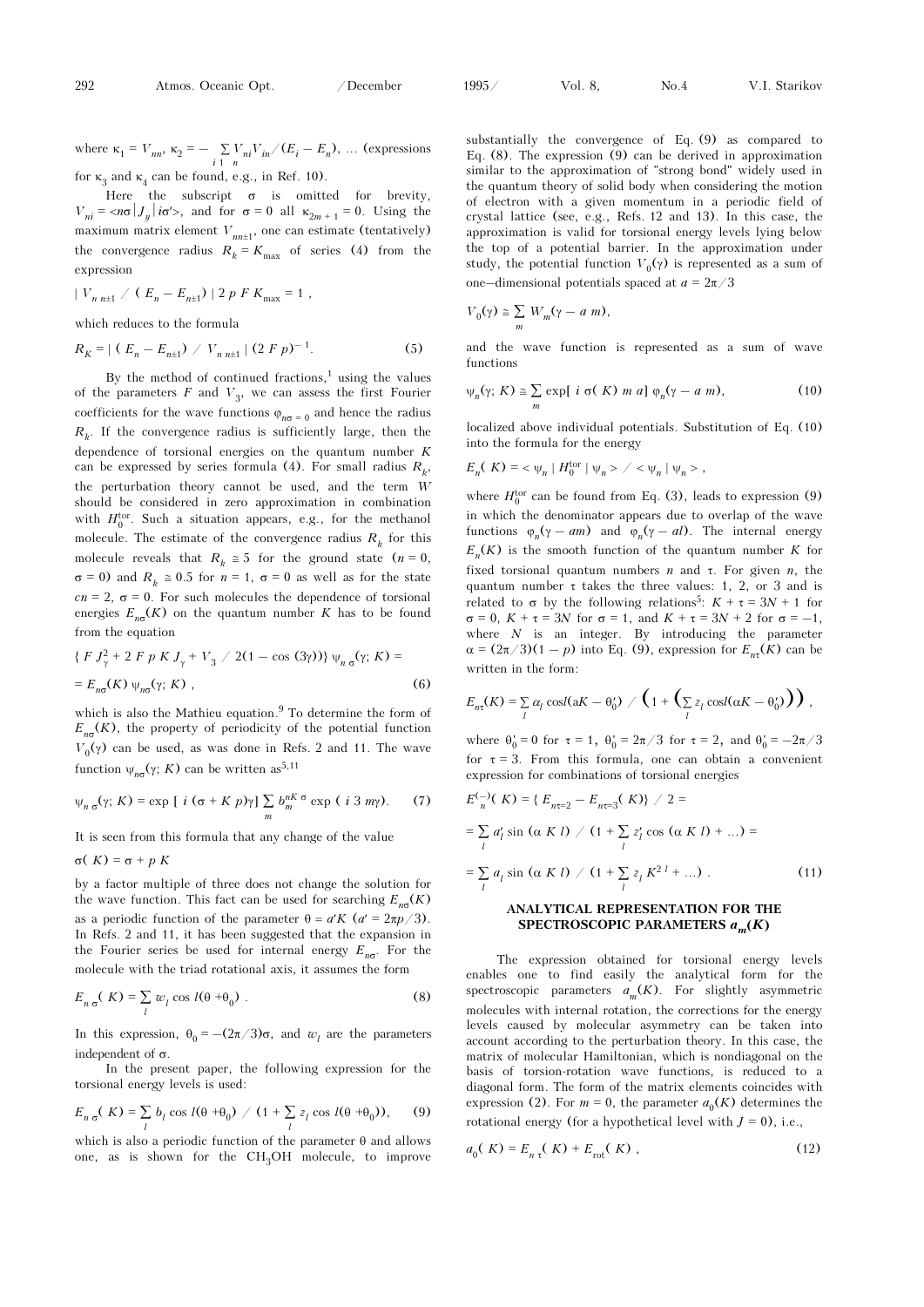where $\kappa_1 = V_{nn}$, $\kappa_2 = -\sum_{i \neq n} V_{ni} V_{in} / (E_i - E_n)$, ... (expressions for $\kappa_3$ and $\kappa_4$ can be found, e.g., in Ref. 10).

Here the subscript $\sigma$ is omitted for brevity, $V_{ni} = \langle n\sigma | J_\gamma | i\sigma' \rangle$, and for $\sigma = 0$ all $\kappa_{2m+1} = 0$. Using the maximum matrix element $V_{nn\pm1}$, one can estimate (tentatively) the convergence radius $R_k = K_{\max}$ of series (4) from the expression

$$| V_{n\,n\pm1} / ( E_n - E_{n\pm1}) | \, 2\, p\, F\, K_{\max} = 1 ,$$

which reduces to the formula

$$R_K = | ( E_n - E_{n\pm1}) / V_{n\,n\pm1} | \, (2\, F\, p)^{-1}. \qquad (5)$$

By the method of continued fractions,[1] using the values of the parameters $F$ and $V_3$, we can assess the first Fourier coefficients for the wave functions $\varphi_{n\sigma=0}$ and hence the radius $R_k$. If the convergence radius is sufficiently large, then the dependence of torsional energies on the quantum number $K$ can be expressed by series formula (4). For small radius $R_k$, the perturbation theory cannot be used, and the term $W$ should be considered in zero approximation in combination with $H_0^{\text{tor}}$. Such a situation appears, e.g., for the methanol molecule. The estimate of the convergence radius $R_k$ for this molecule reveals that $R_k \cong 5$ for the ground state ($n = 0$, $\sigma = 0$) and $R_k \cong 0.5$ for $n = 1$, $\sigma = 0$ as well as for the state $cn = 2$, $\sigma = 0$. For such molecules the dependence of torsional energies $E_{n\sigma}(K)$ on the quantum number $K$ has to be found from the equation

$$\{ F J_\gamma^2 + 2\, F\, p\, K\, J_\gamma + V_3 / 2(1 - \cos(3\gamma))\} \, \psi_{n\,\sigma}(\gamma; K) =$$
$$= E_{n\sigma}(K)\, \psi_{n\sigma}(\gamma; K) , \qquad (6)$$

which is also the Mathieu equation.[9] To determine the form of $E_{n\sigma}(K)$, the property of periodicity of the potential function $V_0(\gamma)$ can be used, as was done in Refs. 2 and 11. The wave function $\psi_{n\sigma}(\gamma; K)$ can be written as[5,11]

$$\psi_{n\,\sigma}(\gamma; K) = \exp\, [\, i\, (\sigma + K\, p)\gamma] \sum_m b_m^{nK\,\sigma} \exp\, (\, i\, 3\, m\gamma). \qquad (7)$$

It is seen from this formula that any change of the value

$$\sigma(K) = \sigma + p\, K$$

by a factor multiple of three does not change the solution for the wave function. This fact can be used for searching $E_{n\sigma}(K)$ as a periodic function of the parameter $\theta = a' K$ ($a' = 2\pi p/3$). In Refs. 2 and 11, it has been suggested that the expansion in the Fourier series be used for internal energy $E_{n\sigma}$. For the molecule with the triad rotational axis, it assumes the form

$$E_{n\,\sigma}(K) = \sum_l w_l \cos l(\theta + \theta_0) . \qquad (8)$$

In this expression, $\theta_0 = -(2\pi/3)\sigma$, and $w_l$ are the parameters independent of $\sigma$.

In the present paper, the following expression for the torsional energy levels is used:

$$E_{n\,\sigma}(K) = \sum_l b_l \cos l(\theta + \theta_0) \,/\, (1 + \sum_l z_l \cos l(\theta + \theta_0)), \qquad (9)$$

which is also a periodic function of the parameter $\theta$ and allows one, as is shown for the $CH_3OH$ molecule, to improve substantially the convergence of Eq. (9) as compared to Eq. (8). The expression (9) can be derived in approximation similar to the approximation of "strong bond" widely used in the quantum theory of solid body when considering the motion of electron with a given momentum in a periodic field of crystal lattice (see, e.g., Refs. 12 and 13). In this case, the approximation is valid for torsional energy levels lying below the top of a potential barrier. In the approximation under study, the potential function $V_0(\gamma)$ is represented as a sum of one-dimensional potentials spaced at $a = 2\pi/3$

$$V_0(\gamma) \cong \sum_m W_m(\gamma - a\, m),$$

and the wave function is represented as a sum of wave functions

$$\psi_n(\gamma; K) \cong \sum_m \exp[\, i\, \sigma(K)\, m\, a]\, \varphi_n(\gamma - a\, m), \qquad (10)$$

localized above individual potentials. Substitution of Eq. (10) into the formula for the energy

$$E_n(K) = \langle \psi_n | H_0^{\text{tor}} | \psi_n \rangle / \langle \psi_n | \psi_n \rangle ,$$

where $H_0^{\text{tor}}$ can be found from Eq. (3), leads to expression (9) in which the denominator appears due to overlap of the wave functions $\varphi_n(\gamma - am)$ and $\varphi_n(\gamma - al)$. The internal energy $E_n(K)$ is the smooth function of the quantum number $K$ for fixed torsional quantum numbers $n$ and $\tau$. For given $n$, the quantum number $\tau$ takes the three values: 1, 2, or 3 and is related to $\sigma$ by the following relations[5]: $K + \tau = 3N + 1$ for $\sigma = 0$, $K + \tau = 3N$ for $\sigma = 1$, and $K + \tau = 3N + 2$ for $\sigma = -1$, where $N$ is an integer. By introducing the parameter $\alpha = (2\pi/3)(1 - p)$ into Eq. (9), expression for $E_{n\tau}(K)$ can be written in the form:

$$E_{n\tau}(K) = \sum_l \alpha_l \cos l(aK - \theta_0') \,/\, \Big(1 + \Big(\sum_l z_l \cos l(\alpha K - \theta_0')\Big)\Big) ,$$

where $\theta_0' = 0$ for $\tau = 1$, $\theta_0' = 2\pi/3$ for $\tau = 2$, and $\theta_0' = -2\pi/3$ for $\tau = 3$. From this formula, one can obtain a convenient expression for combinations of torsional energies

$$E_n^{(-)}(K) = \{ E_{n\tau=2} - E_{n\tau=3}(K)\} / 2 =$$
$$= \sum_l a_l' \sin(\alpha\, K\, l) \,/\, (1 + \sum_l z_l' \cos(\alpha\, K\, l) + \ldots) =$$
$$= \sum_l a_l \sin(\alpha\, K\, l) \,/\, (1 + \sum_l z_l\, K^{2\,l} + \ldots) . \qquad (11)$$

## ANALYTICAL REPRESENTATION FOR THE SPECTROSCOPIC PARAMETERS $a_m(K)$

The expression obtained for torsional energy levels enables one to find easily the analytical form for the spectroscopic parameters $a_m(K)$. For slightly asymmetric molecules with internal rotation, the corrections for the energy levels caused by molecular asymmetry can be taken into account according to the perturbation theory. In this case, the matrix of molecular Hamiltonian, which is nondiagonal on the basis of torsion-rotation wave functions, is reduced to a diagonal form. The form of the matrix elements coincides with expression (2). For $m = 0$, the parameter $a_0(K)$ determines the rotational energy (for a hypothetical level with $J = 0$), i.e.,

$$a_0(K) = E_{n\,\tau}(K) + E_{\text{rot}}(K) , \qquad (12)$$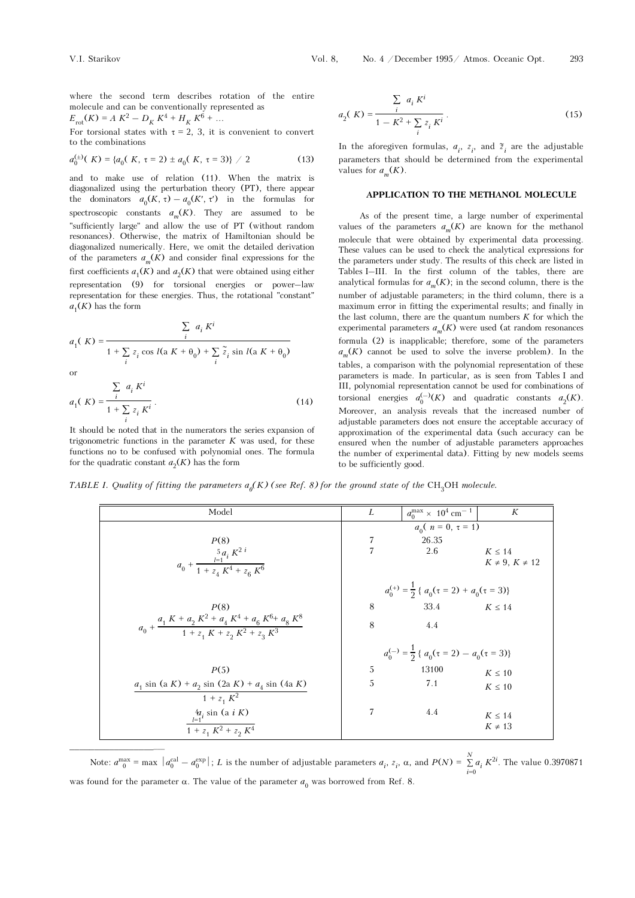where the second term describes rotation of the entire molecule and can be conventionally represented as

$E_{\rm rot}(K) = A\,K^2 - D_K\,K^4 + H_K\,K^6 + \dots$

For torsional states with $\tau = 2$, 3, it is convenient to convert to the combinations

$$a_0^{(\pm)}(K) = \{a_0(K, \tau = 2) \pm a_0(K, \tau = 3)\} \,/\, 2 \tag{13}$$

and to make use of relation (11). When the matrix is diagonalized using the perturbation theory (PT), there appear the dominators $a_0(K, \tau) - a_0(K', \tau')$ in the formulas for spectroscopic constants $a_m(K)$. They are assumed to be "sufficiently large" and allow the use of PT (without random resonances). Otherwise, the matrix of Hamiltonian should be diagonalized numerically. Here, we omit the detailed derivation of the parameters $a_m(K)$ and consider final expressions for the first coefficients $a_1(K)$ and $a_2(K)$ that were obtained using either representation (9) for torsional energies or power–law representation for these energies. Thus, the rotational "constant" $a_1(K)$ has the form

$$a_1(K) = \frac{\sum\limits_i a_i\,K^i}{1 + \sum\limits_i z_i \cos l(\alpha\,K + \theta_0) + \sum\limits_i \tilde{z}_i \sin l(\alpha\,K + \theta_0)}$$

or

$$a_1(K) = \frac{\sum\limits_i a_i\,K^i}{1 + \sum\limits_i z_i\,K^i}\,. \tag{14}$$

It should be noted that in the numerators the series expansion of trigonometric functions in the parameter $K$ was used, for these functions no to be confused with polynomial ones. The formula for the quadratic constant $a_2(K)$ has the form

$$a_2(K) = \frac{\sum\limits_i a_i\,K^i}{1 - K^2 + \sum\limits_i z_i\,K^i}\,. \tag{15}$$

In the aforegiven formulas, $a_i$, $z_i$, and $\tilde{z}_i$ are the adjustable parameters that should be determined from the experimental values for $a_m(K)$.

## APPLICATION TO THE METHANOL MOLECULE

As of the present time, a large number of experimental values of the parameters $a_m(K)$ are known for the methanol molecule that were obtained by experimental data processing. These values can be used to check the analytical expressions for the parameters under study. The results of this check are listed in Tables I–III. In the first column of the tables, there are analytical formulas for $a_m(K)$; in the second column, there is the number of adjustable parameters; in the third column, there is a maximum error in fitting the experimental results; and finally in the last column, there are the quantum numbers $K$ for which the experimental parameters $a_m(K)$ were used (at random resonances formula (2) is inapplicable; therefore, some of the parameters $a_m(K)$ cannot be used to solve the inverse problem). In the tables, a comparison with the polynomial representation of these parameters is made. In particular, as is seen from Tables I and III, polynomial representation cannot be used for combinations of torsional energies $a_0^{(-)}(K)$ and quadratic constants $a_2(K)$. Moreover, an analysis reveals that the increased number of adjustable parameters does not ensure the acceptable accuracy of approximation of the experimental data (such accuracy can be ensured when the number of adjustable parameters approaches the number of experimental data). Fitting by new models seems to be sufficiently good.

*TABLE I. Quality of fitting the parameters $a_0(K)$ (see Ref. 8) for the ground state of the $CH_3OH$ molecule.*

| Model | $L$ | $a_0^{\max} \times 10^4\ {\rm cm}^{-1}$ | $K$ |
|---|---|---|---|
| | | $a_0(n = 0,\ \tau = 1)$ | |
| $P(8)$ | 7 | 26.35 | |
| $a_0 + \dfrac{\sum_{l=1}^{5} a_i\,K^{2i}}{1 + z_4\,K^4 + z_6\,K^6}$ | 7 | 2.6 | $K \le 14$, $K \ne 9$, $K \ne 12$ |
| | | $a_0^{(+)} = \frac{1}{2}\{a_0(\tau = 2) + a_0(\tau = 3)\}$ | |
| $P(8)$ | 8 | 33.4 | $K \le 14$ |
| $a_0 + \dfrac{a_1\,K + a_2\,K^2 + a_4\,K^4 + a_6\,K^6 + a_8\,K^8}{1 + z_1\,K + z_2\,K^2 + z_3\,K^3}$ | 8 | 4.4 | |
| | | $a_0^{(-)} = \frac{1}{2}\{a_0(\tau = 2) - a_0(\tau = 3)\}$ | |
| $P(5)$ | 5 | 13100 | $K \le 10$ |
| $\dfrac{a_1 \sin(\alpha\,K) + a_2 \sin(2\alpha\,K) + a_4 \sin(4\alpha\,K)}{1 + z_1\,K^2}$ | 5 | 7.1 | $K \le 10$ |
| $\dfrac{\sum_{l=1}^{4} a_i \sin(\alpha\,i\,K)}{1 + z_1\,K^2 + z_2\,K^4}$ | 7 | 4.4 | $K \le 14$, $K \ne 13$ |

Note: $a_0^{\max} = \max\,|a_0^{\rm cal} - a_0^{\rm exp}|$; $L$ is the number of adjustable parameters $a_i$, $z_i$, $\alpha$, and $P(N) = \sum\limits_{i=0}^{N} a_i\,K^{2i}$. The value 0.3970871 was found for the parameter $\alpha$. The value of the parameter $a_0$ was borrowed from Ref. 8.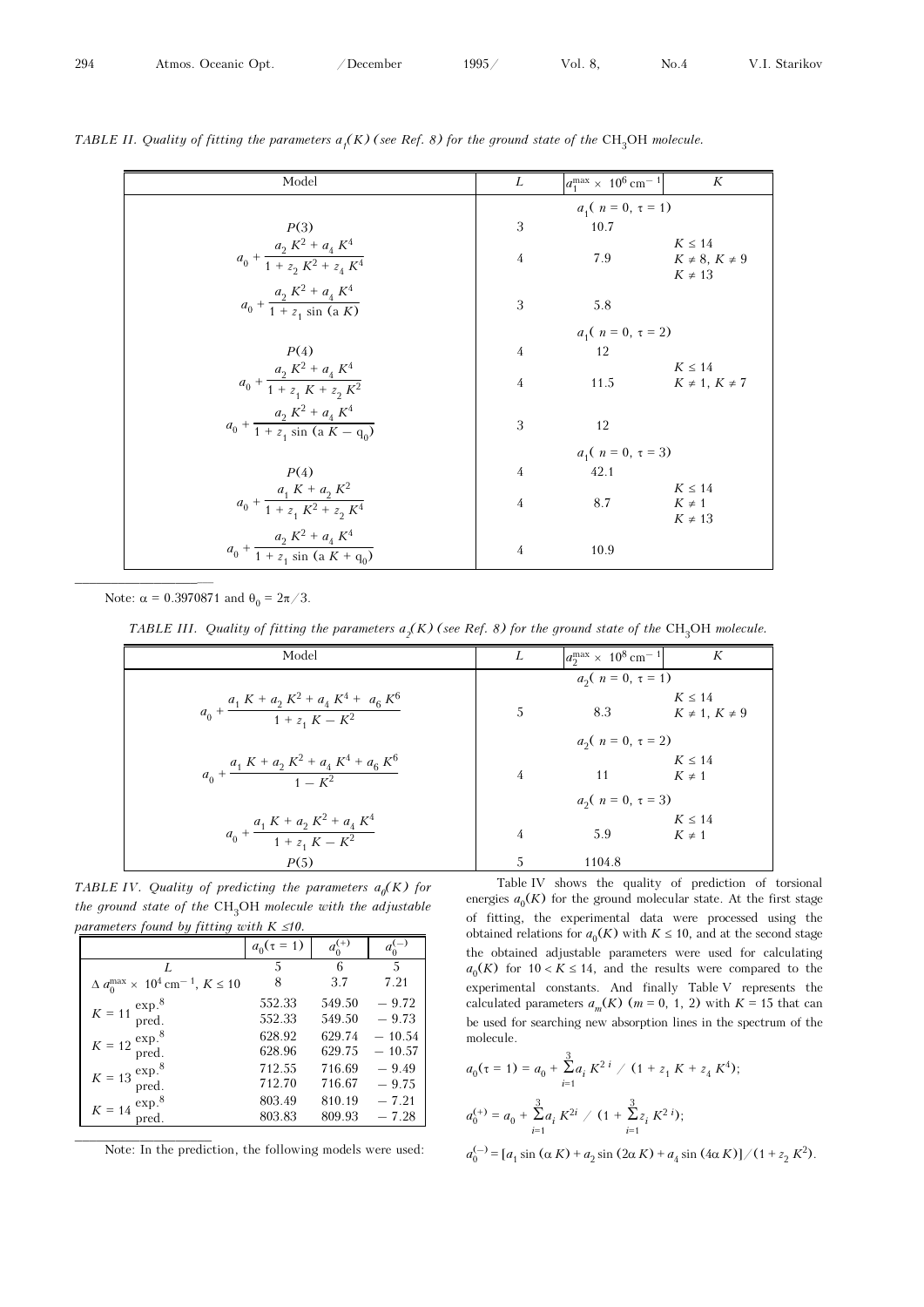*TABLE II. Quality of fitting the parameters $a_1(K)$ (see Ref. 8) for the ground state of the $CH_3OH$ molecule.*

| Model | $L$ | $a_1^{\max} \times 10^6\ cm^{-1}$ | $K$ |
|---|---|---|---|
| | $a_1(n = 0, \tau = 1)$ | | |
| $P(3)$ | 3 | 10.7 | |
| $a_0 + \dfrac{a_2 K^2 + a_4 K^4}{1 + z_2 K^2 + z_4 K^4}$ | 4 | 7.9 | $K \le 14$, $K \ne 8$, $K \ne 9$, $K \ne 13$ |
| $a_0 + \dfrac{a_2 K^2 + a_4 K^4}{1 + z_1 \sin(a K)}$ | 3 | 5.8 | |
| | $a_1(n = 0, \tau = 2)$ | | |
| $P(4)$ | 4 | 12 | |
| $a_0 + \dfrac{a_2 K^2 + a_4 K^4}{1 + z_1 K + z_2 K^2}$ | 4 | 11.5 | $K \le 14$, $K \ne 1$, $K \ne 7$ |
| $a_0 + \dfrac{a_2 K^2 + a_4 K^4}{1 + z_1 \sin(a K - q_0)}$ | 3 | 12 | |
| | $a_1(n = 0, \tau = 3)$ | | |
| $P(4)$ | 4 | 42.1 | |
| $a_0 + \dfrac{a_1 K + a_2 K^2}{1 + z_1 K^2 + z_2 K^4}$ | 4 | 8.7 | $K \le 14$, $K \ne 1$, $K \ne 13$ |
| $a_0 + \dfrac{a_2 K^2 + a_4 K^4}{1 + z_1 \sin(a K + q_0)}$ | 4 | 10.9 | |

Note: $\alpha = 0.3970871$ and $\theta_0 = 2\pi/3$.

*TABLE III. Quality of fitting the parameters $a_2(K)$ (see Ref. 8) for the ground state of the $CH_3OH$ molecule.*

| Model | $L$ | $a_2^{\max} \times 10^8\ cm^{-1}$ | $K$ |
|---|---|---|---|
| | $a_2(n = 0, \tau = 1)$ | | |
| $a_0 + \dfrac{a_1 K + a_2 K^2 + a_4 K^4 + a_6 K^6}{1 + z_1 K - K^2}$ | 5 | 8.3 | $K \le 14$, $K \ne 1$, $K \ne 9$ |
| | $a_2(n = 0, \tau = 2)$ | | |
| $a_0 + \dfrac{a_1 K + a_2 K^2 + a_4 K^4 + a_6 K^6}{1 - K^2}$ | 4 | 11 | $K \le 14$, $K \ne 1$ |
| | $a_2(n = 0, \tau = 3)$ | | |
| $a_0 + \dfrac{a_1 K + a_2 K^2 + a_4 K^4}{1 + z_1 K - K^2}$ | 4 | 5.9 | $K \le 14$, $K \ne 1$ |
| $P(5)$ | 5 | 1104.8 | |

*TABLE IV. Quality of predicting the parameters $a_0(K)$ for the ground state of the $CH_3OH$ molecule with the adjustable parameters found by fitting with $K \le 10$.*

| | | $a_0(\tau = 1)$ | $a_0^{(+)}$ | $a_0^{(-)}$ |
|---|---|---|---|---|
| $L$ | | 5 | 6 | 5 |
| $\Delta a_0^{\max} \times 10^4\ cm^{-1}$, $K \le 10$ | | 8 | 3.7 | 7.21 |
| $K = 11$ | exp.[8] | 552.33 | 549.50 | −9.72 |
| | pred. | 552.33 | 549.50 | −9.73 |
| $K = 12$ | exp.[8] | 628.92 | 629.74 | −10.54 |
| | pred. | 628.96 | 629.75 | −10.57 |
| $K = 13$ | exp.[8] | 712.55 | 716.69 | −9.49 |
| | pred. | 712.70 | 716.67 | −9.75 |
| $K = 14$ | exp.[8] | 803.49 | 810.19 | −7.21 |
| | pred. | 803.83 | 809.93 | −7.28 |

Note: In the prediction, the following models were used:

$$a_0(\tau = 1) = a_0 + \sum_{i=1}^{3} a_i K^{2i} \Big/ (1 + z_1 K + z_4 K^4);$$

$$a_0^{(+)} = a_0 + \sum_{i=1}^{3} a_i K^{2i} \Big/ \left(1 + \sum_{i=1}^{3} z_i K^{2i}\right);$$

$$a_0^{(-)} = [a_1 \sin(\alpha K) + a_2 \sin(2\alpha K) + a_4 \sin(4\alpha K)]/(1 + z_2 K^2).$$

Table IV shows the quality of prediction of torsional energies $a_0(K)$ for the ground molecular state. At the first stage of fitting, the experimental data were processed using the obtained relations for $a_0(K)$ with $K \le 10$, and at the second stage the obtained adjustable parameters were used for calculating $a_0(K)$ for $10 < K \le 14$, and the results were compared to the experimental constants. And finally Table V represents the calculated parameters $a_m(K)$ ($m = 0, 1, 2$) with $K = 15$ that can be used for searching new absorption lines in the spectrum of the molecule.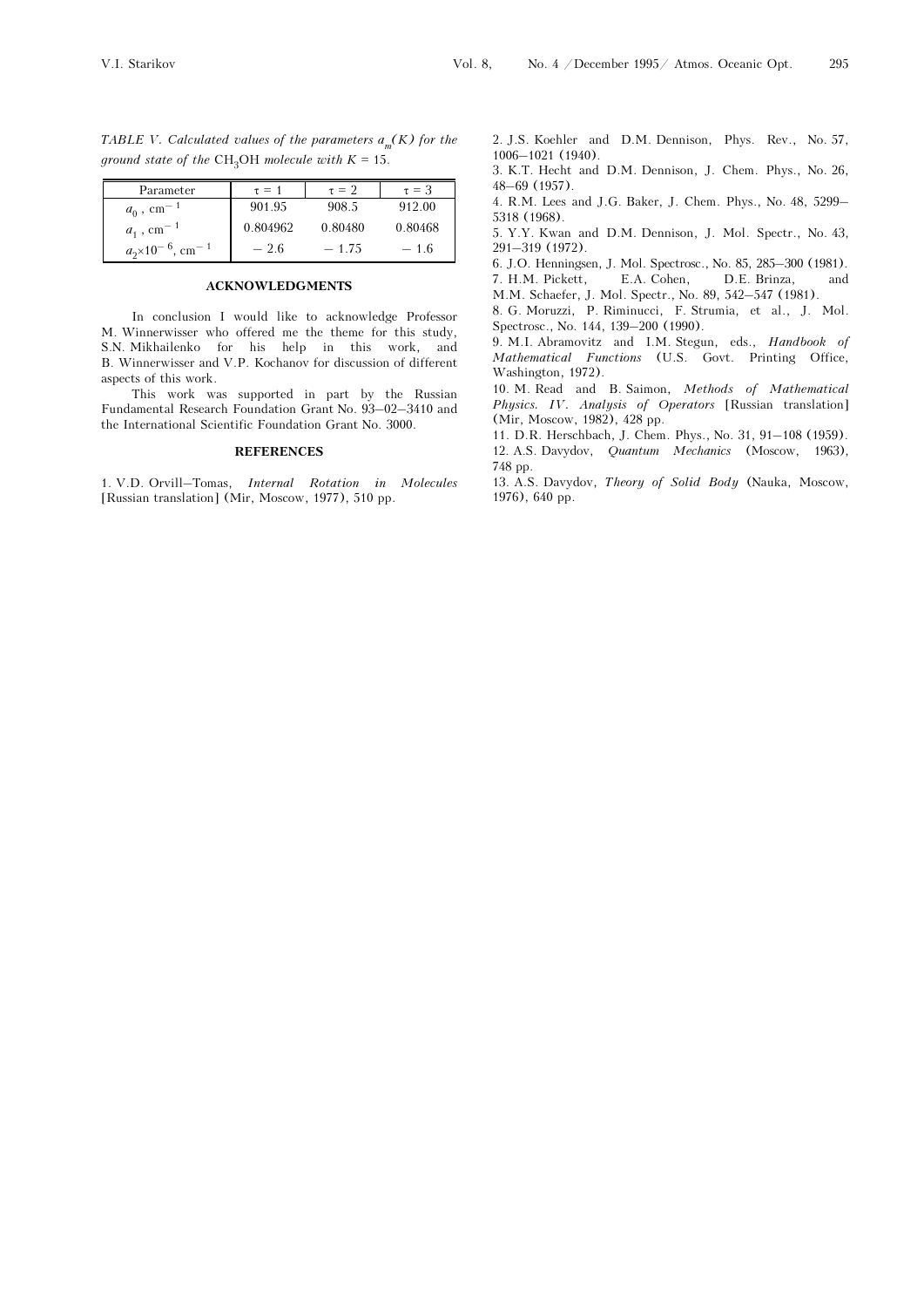*TABLE V. Calculated values of the parameters $a_m(K)$ for the ground state of the* $CH_3OH$ *molecule with* $K = 15$.

| Parameter | $\tau = 1$ | $\tau = 2$ | $\tau = 3$ |
|---|---|---|---|
| $a_0$, $cm^{-1}$ | 901.95 | 908.5 | 912.00 |
| $a_1$, $cm^{-1}$ | 0.804962 | 0.80480 | 0.80468 |
| $a_2 \times 10^{-6}$, $cm^{-1}$ | $-2.6$ | $-1.75$ | $-1.6$ |

## ACKNOWLEDGMENTS

In conclusion I would like to acknowledge Professor M. Winnerwisser who offered me the theme for this study, S.N. Mikhailenko for his help in this work, and B. Winnerwisser and V.P. Kochanov for discussion of different aspects of this work.

This work was supported in part by the Russian Fundamental Research Foundation Grant No. 93–02–3410 and the International Scientific Foundation Grant No. 3000.

## REFERENCES

1. V.D. Orvill–Tomas, *Internal Rotation in Molecules* [Russian translation] (Mir, Moscow, 1977), 510 pp.
2. J.S. Koehler and D.M. Dennison, Phys. Rev., No. 57, 1006–1021 (1940).
3. K.T. Hecht and D.M. Dennison, J. Chem. Phys., No. 26, 48–69 (1957).
4. R.M. Lees and J.G. Baker, J. Chem. Phys., No. 48, 5299–5318 (1968).
5. Y.Y. Kwan and D.M. Dennison, J. Mol. Spectr., No. 43, 291–319 (1972).
6. J.O. Henningsen, J. Mol. Spectrosc., No. 85, 285–300 (1981).
7. H.M. Pickett, E.A. Cohen, D.E. Brinza, and M.M. Schaefer, J. Mol. Spectr., No. 89, 542–547 (1981).
8. G. Moruzzi, P. Riminucci, F. Strumia, et al., J. Mol. Spectrosc., No. 144, 139–200 (1990).
9. M.I. Abramovitz and I.M. Stegun, eds., *Handbook of Mathematical Functions* (U.S. Govt. Printing Office, Washington, 1972).
10. M. Read and B. Saimon, *Methods of Mathematical Physics. IV. Analysis of Operators* [Russian translation] (Mir, Moscow, 1982), 428 pp.
11. D.R. Herschbach, J. Chem. Phys., No. 31, 91–108 (1959).
12. A.S. Davydov, *Quantum Mechanics* (Moscow, 1963), 748 pp.
13. A.S. Davydov, *Theory of Solid Body* (Nauka, Moscow, 1976), 640 pp.